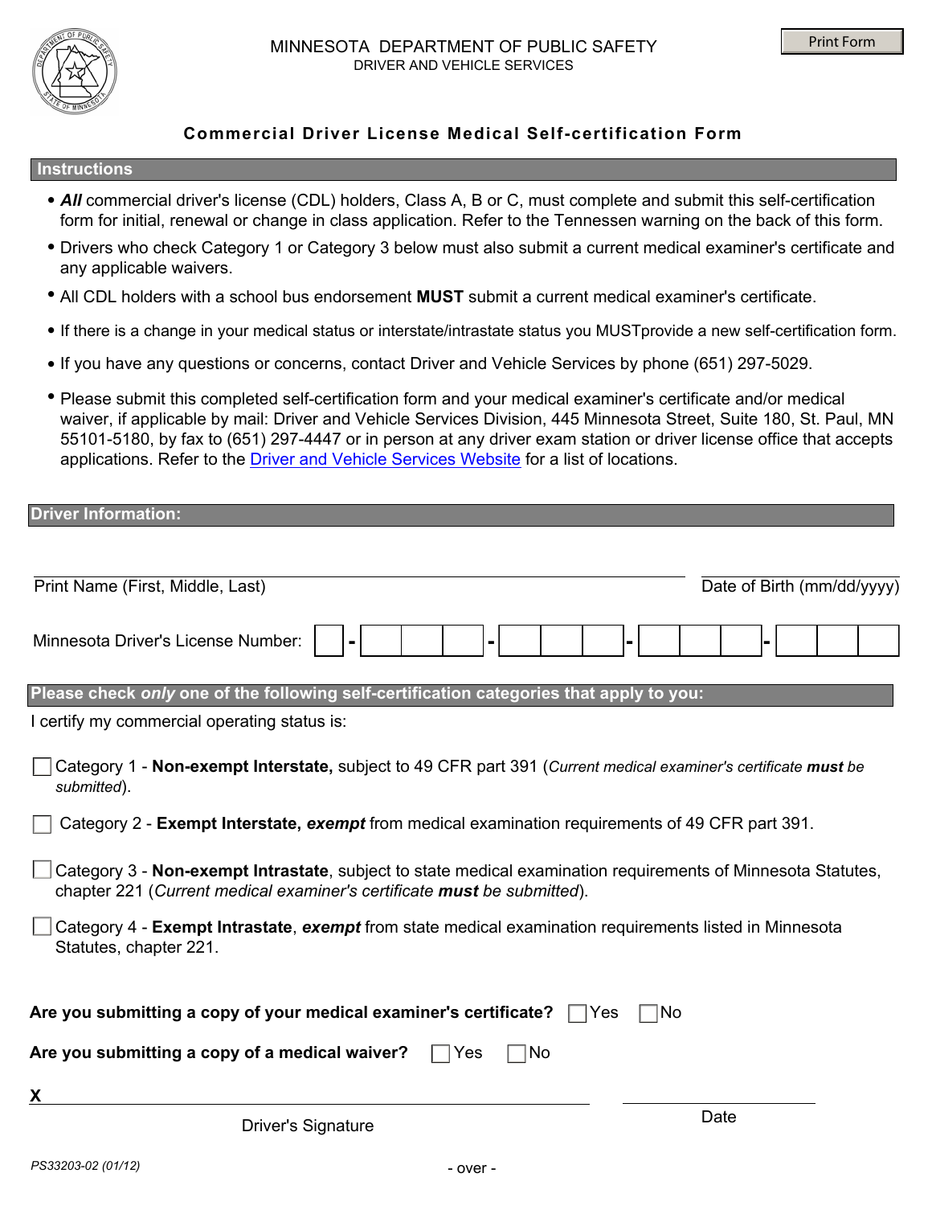MINNESOTA DEPARTMENT OF PUBLIC SAFETY
DRIVER AND VEHICLE SERVICES

# Commercial Driver License Medical Self-certification Form

## Instructions

- ***All*** commercial driver's license (CDL) holders, Class A, B or C, must complete and submit this self-certification form for initial, renewal or change in class application. Refer to the Tennessen warning on the back of this form.
- Drivers who check Category 1 or Category 3 below must also submit a current medical examiner's certificate and any applicable waivers.
- All CDL holders with a school bus endorsement **MUST** submit a current medical examiner's certificate.
- If there is a change in your medical status or interstate/intrastate status you MUSTprovide a new self-certification form.
- If you have any questions or concerns, contact Driver and Vehicle Services by phone (651) 297-5029.
- Please submit this completed self-certification form and your medical examiner's certificate and/or medical waiver, if applicable by mail: Driver and Vehicle Services Division, 445 Minnesota Street, Suite 180, St. Paul, MN 55101-5180, by fax to (651) 297-4447 or in person at any driver exam station or driver license office that accepts applications. Refer to the Driver and Vehicle Services Website for a list of locations.

## Driver Information:

Print Name (First, Middle, Last) ____________________ Date of Birth (mm/dd/yyyy) ____________

Minnesota Driver's License Number: ☐ - ☐☐☐ - ☐☐☐ - ☐☐☐ - ☐☐☐

## Please check *only* one of the following self-certification categories that apply to you:

I certify my commercial operating status is:

☐ Category 1 - **Non-exempt Interstate,** subject to 49 CFR part 391 (*Current medical examiner's certificate **must** be submitted*).

☐ Category 2 - **Exempt Interstate, *exempt*** from medical examination requirements of 49 CFR part 391.

☐ Category 3 - **Non-exempt Intrastate**, subject to state medical examination requirements of Minnesota Statutes, chapter 221 (*Current medical examiner's certificate **must** be submitted*).

☐ Category 4 - **Exempt Intrastate**, ***exempt*** from state medical examination requirements listed in Minnesota Statutes, chapter 221.

**Are you submitting a copy of your medical examiner's certificate?** ☐ Yes ☐ No

**Are you submitting a copy of a medical waiver?** ☐ Yes ☐ No

X ______________________________ ____________

Driver's Signature Date

PS33203-02 (01/12)

- over -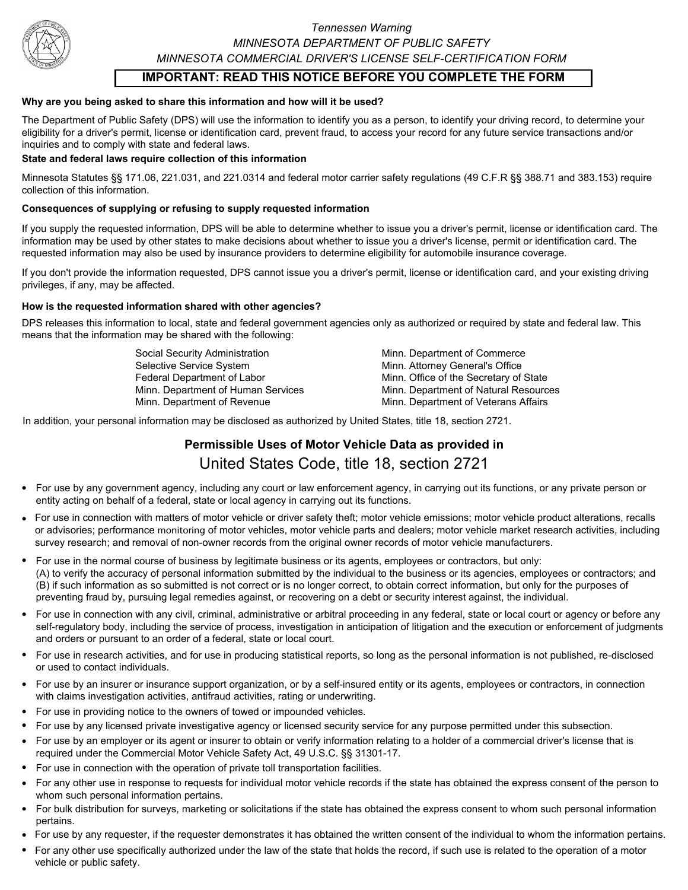*Tennessen Warning*

*MINNESOTA DEPARTMENT OF PUBLIC SAFETY*

*MINNESOTA COMMERCIAL DRIVER'S LICENSE SELF-CERTIFICATION FORM*

## IMPORTANT: READ THIS NOTICE BEFORE YOU COMPLETE THE FORM

**Why are you being asked to share this information and how will it be used?**

The Department of Public Safety (DPS) will use the information to identify you as a person, to identify your driving record, to determine your eligibility for a driver's permit, license or identification card, prevent fraud, to access your record for any future service transactions and/or inquiries and to comply with state and federal laws.

**State and federal laws require collection of this information**

Minnesota Statutes §§ 171.06, 221.031, and 221.0314 and federal motor carrier safety regulations (49 C.F.R §§ 388.71 and 383.153) require collection of this information.

**Consequences of supplying or refusing to supply requested information**

If you supply the requested information, DPS will be able to determine whether to issue you a driver's permit, license or identification card. The information may be used by other states to make decisions about whether to issue you a driver's license, permit or identification card. The requested information may also be used by insurance providers to determine eligibility for automobile insurance coverage.

If you don't provide the information requested, DPS cannot issue you a driver's permit, license or identification card, and your existing driving privileges, if any, may be affected.

**How is the requested information shared with other agencies?**

DPS releases this information to local, state and federal government agencies only as authorized or required by state and federal law. This means that the information may be shared with the following:

- Social Security Administration
- Selective Service System
- Federal Department of Labor
- Minn. Department of Human Services
- Minn. Department of Revenue
- Minn. Department of Commerce
- Minn. Attorney General's Office
- Minn. Office of the Secretary of State
- Minn. Department of Natural Resources
- Minn. Department of Veterans Affairs

In addition, your personal information may be disclosed as authorized by United States, title 18, section 2721.

## Permissible Uses of Motor Vehicle Data as provided in United States Code, title 18, section 2721

- For use by any government agency, including any court or law enforcement agency, in carrying out its functions, or any private person or entity acting on behalf of a federal, state or local agency in carrying out its functions.
- For use in connection with matters of motor vehicle or driver safety theft; motor vehicle emissions; motor vehicle product alterations, recalls or advisories; performance monitoring of motor vehicles, motor vehicle parts and dealers; motor vehicle market research activities, including survey research; and removal of non-owner records from the original owner records of motor vehicle manufacturers.
- For use in the normal course of business by legitimate business or its agents, employees or contractors, but only:
  (A) to verify the accuracy of personal information submitted by the individual to the business or its agencies, employees or contractors; and
  (B) if such information as so submitted is not correct or is no longer correct, to obtain correct information, but only for the purposes of preventing fraud by, pursuing legal remedies against, or recovering on a debt or security interest against, the individual.
- For use in connection with any civil, criminal, administrative or arbitral proceeding in any federal, state or local court or agency or before any self-regulatory body, including the service of process, investigation in anticipation of litigation and the execution or enforcement of judgments and orders or pursuant to an order of a federal, state or local court.
- For use in research activities, and for use in producing statistical reports, so long as the personal information is not published, re-disclosed or used to contact individuals.
- For use by an insurer or insurance support organization, or by a self-insured entity or its agents, employees or contractors, in connection with claims investigation activities, antifraud activities, rating or underwriting.
- For use in providing notice to the owners of towed or impounded vehicles.
- For use by any licensed private investigative agency or licensed security service for any purpose permitted under this subsection.
- For use by an employer or its agent or insurer to obtain or verify information relating to a holder of a commercial driver's license that is required under the Commercial Motor Vehicle Safety Act, 49 U.S.C. §§ 31301-17.
- For use in connection with the operation of private toll transportation facilities.
- For any other use in response to requests for individual motor vehicle records if the state has obtained the express consent of the person to whom such personal information pertains.
- For bulk distribution for surveys, marketing or solicitations if the state has obtained the express consent to whom such personal information pertains.
- For use by any requester, if the requester demonstrates it has obtained the written consent of the individual to whom the information pertains.
- For any other use specifically authorized under the law of the state that holds the record, if such use is related to the operation of a motor vehicle or public safety.